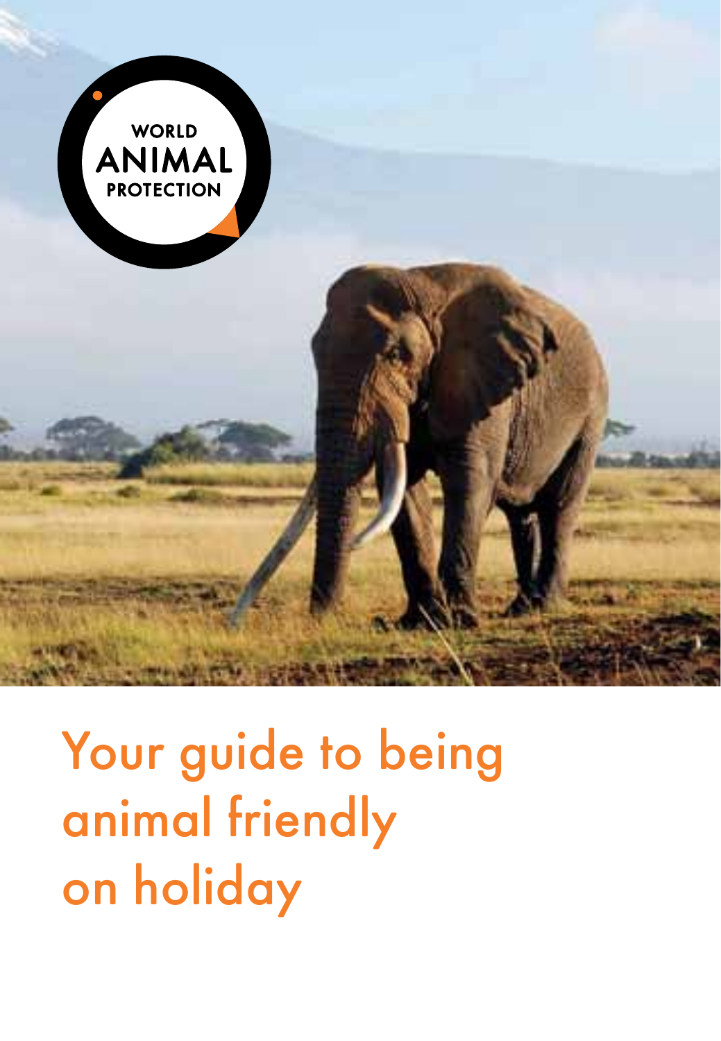WORLD ANIMAL PROTECTION

# Your guide to being animal friendly on holiday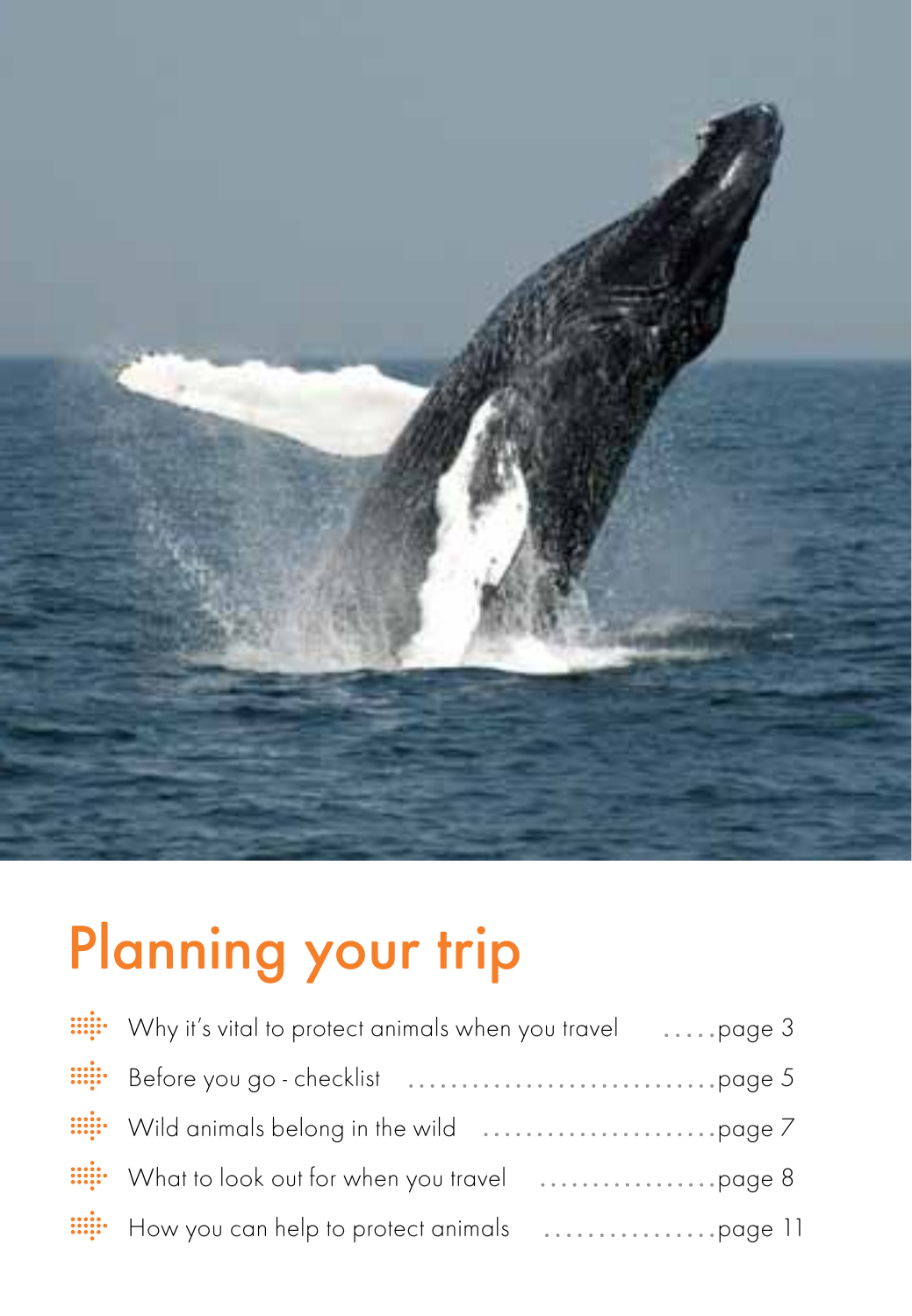# Planning your trip

- Why it's vital to protect animals when you travel .....page 3
- Before you go - checklist .....page 5
- Wild animals belong in the wild .....page 7
- What to look out for when you travel .....page 8
- How you can help to protect animals .....page 11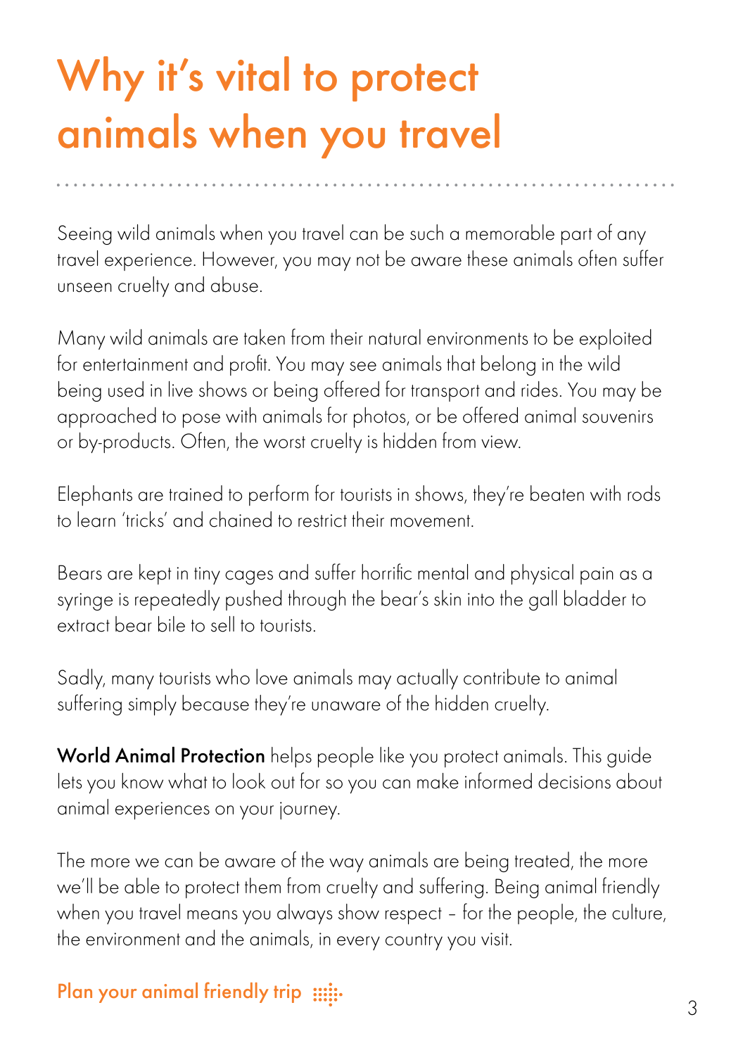# Why it's vital to protect animals when you travel

Seeing wild animals when you travel can be such a memorable part of any travel experience. However, you may not be aware these animals often suffer unseen cruelty and abuse.

Many wild animals are taken from their natural environments to be exploited for entertainment and profit. You may see animals that belong in the wild being used in live shows or being offered for transport and rides. You may be approached to pose with animals for photos, or be offered animal souvenirs or by-products. Often, the worst cruelty is hidden from view.

Elephants are trained to perform for tourists in shows, they're beaten with rods to learn 'tricks' and chained to restrict their movement.

Bears are kept in tiny cages and suffer horrific mental and physical pain as a syringe is repeatedly pushed through the bear's skin into the gall bladder to extract bear bile to sell to tourists.

Sadly, many tourists who love animals may actually contribute to animal suffering simply because they're unaware of the hidden cruelty.

**World Animal Protection** helps people like you protect animals. This guide lets you know what to look out for so you can make informed decisions about animal experiences on your journey.

The more we can be aware of the way animals are being treated, the more we'll be able to protect them from cruelty and suffering. Being animal friendly when you travel means you always show respect – for the people, the culture, the environment and the animals, in every country you visit.

Plan your animal friendly trip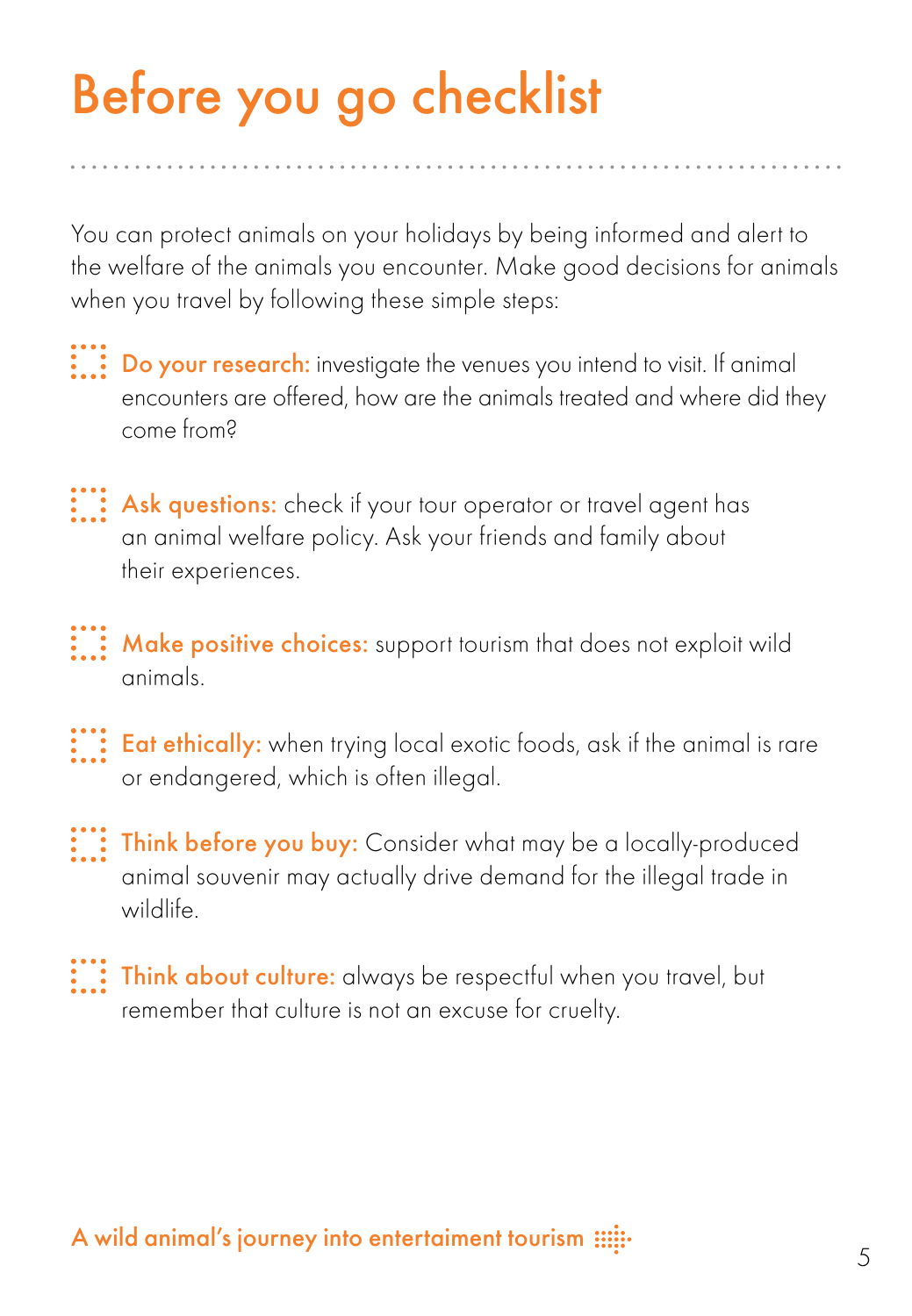# Before you go checklist

You can protect animals on your holidays by being informed and alert to the welfare of the animals you encounter. Make good decisions for animals when you travel by following these simple steps:

- **Do your research:** investigate the venues you intend to visit. If animal encounters are offered, how are the animals treated and where did they come from?

- **Ask questions:** check if your tour operator or travel agent has an animal welfare policy. Ask your friends and family about their experiences.

- **Make positive choices:** support tourism that does not exploit wild animals.

- **Eat ethically:** when trying local exotic foods, ask if the animal is rare or endangered, which is often illegal.

- **Think before you buy:** Consider what may be a locally-produced animal souvenir may actually drive demand for the illegal trade in wildlife.

- **Think about culture:** always be respectful when you travel, but remember that culture is not an excuse for cruelty.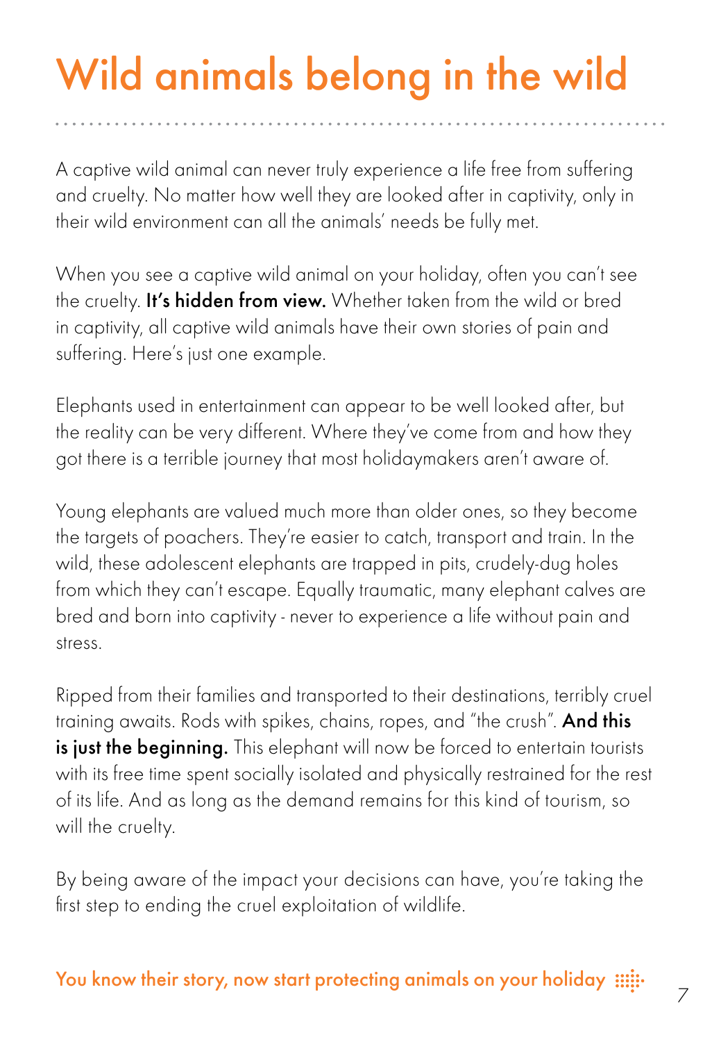# Wild animals belong in the wild

A captive wild animal can never truly experience a life free from suffering and cruelty. No matter how well they are looked after in captivity, only in their wild environment can all the animals' needs be fully met.

When you see a captive wild animal on your holiday, often you can't see the cruelty. **It's hidden from view.** Whether taken from the wild or bred in captivity, all captive wild animals have their own stories of pain and suffering. Here's just one example.

Elephants used in entertainment can appear to be well looked after, but the reality can be very different. Where they've come from and how they got there is a terrible journey that most holidaymakers aren't aware of.

Young elephants are valued much more than older ones, so they become the targets of poachers. They're easier to catch, transport and train. In the wild, these adolescent elephants are trapped in pits, crudely-dug holes from which they can't escape. Equally traumatic, many elephant calves are bred and born into captivity - never to experience a life without pain and stress.

Ripped from their families and transported to their destinations, terribly cruel training awaits. Rods with spikes, chains, ropes, and "the crush". **And this is just the beginning.** This elephant will now be forced to entertain tourists with its free time spent socially isolated and physically restrained for the rest of its life. And as long as the demand remains for this kind of tourism, so will the cruelty.

By being aware of the impact your decisions can have, you're taking the first step to ending the cruel exploitation of wildlife.

**You know their story, now start protecting animals on your holiday**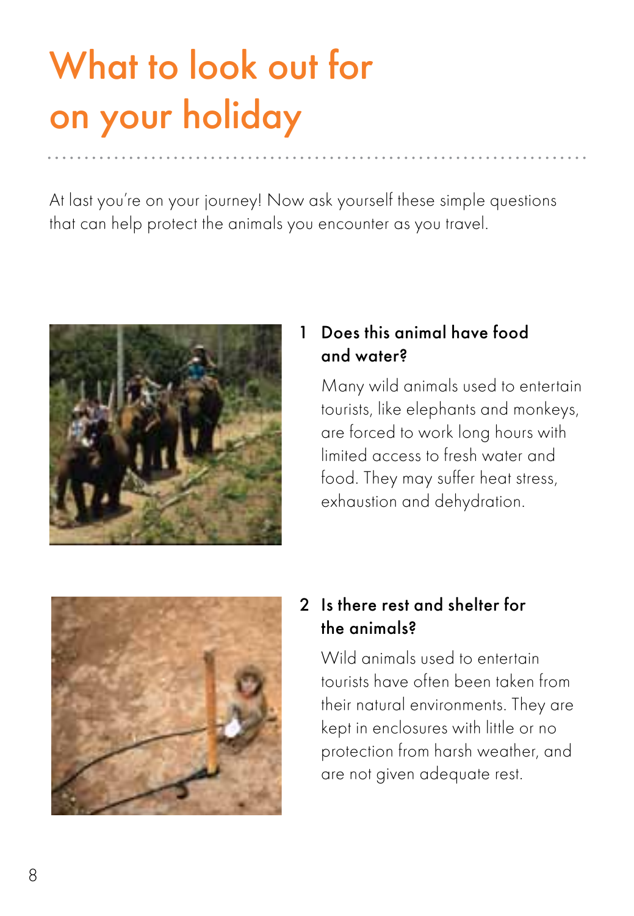# What to look out for on your holiday

At last you're on your journey! Now ask yourself these simple questions that can help protect the animals you encounter as you travel.

## 1 Does this animal have food and water?

Many wild animals used to entertain tourists, like elephants and monkeys, are forced to work long hours with limited access to fresh water and food. They may suffer heat stress, exhaustion and dehydration.

## 2 Is there rest and shelter for the animals?

Wild animals used to entertain tourists have often been taken from their natural environments. They are kept in enclosures with little or no protection from harsh weather, and are not given adequate rest.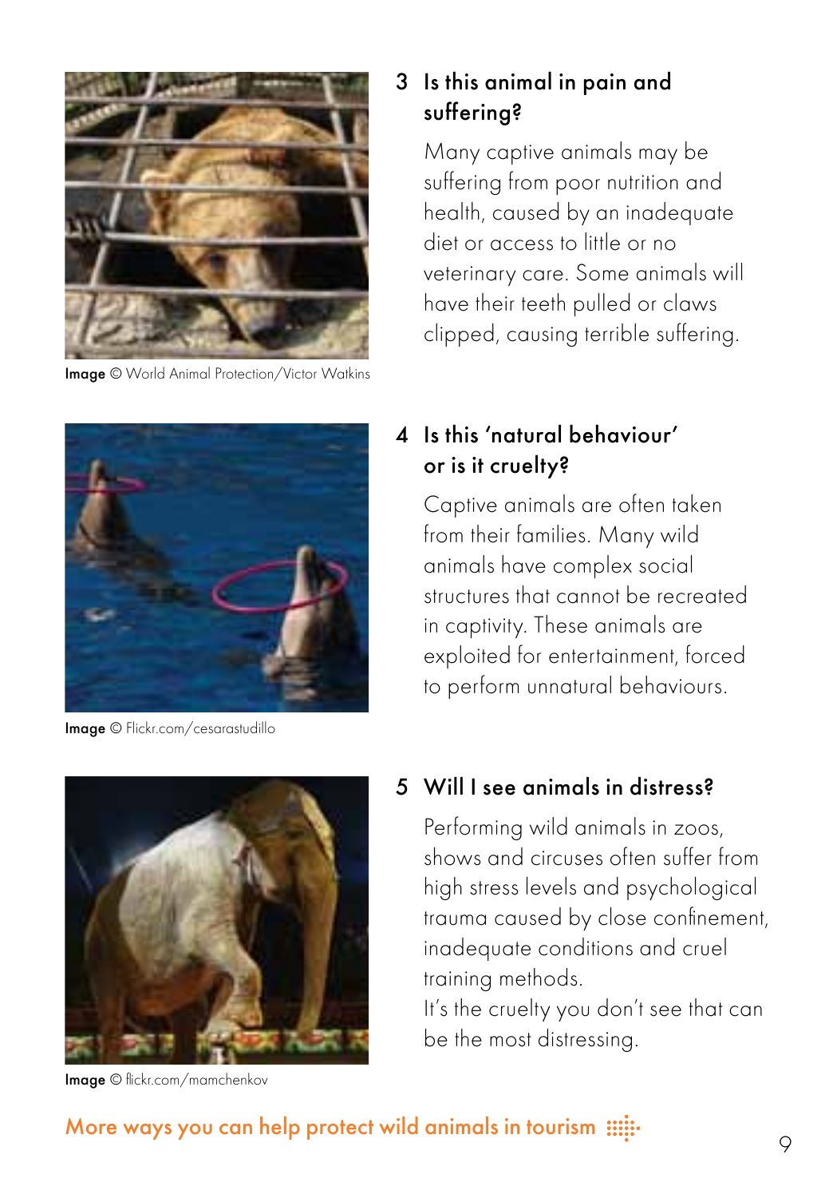Image © World Animal Protection/Victor Watkins

## 3 Is this animal in pain and suffering?

Many captive animals may be suffering from poor nutrition and health, caused by an inadequate diet or access to little or no veterinary care. Some animals will have their teeth pulled or claws clipped, causing terrible suffering.

Image © Flickr.com/cesarastudillo

## 4 Is this 'natural behaviour' or is it cruelty?

Captive animals are often taken from their families. Many wild animals have complex social structures that cannot be recreated in captivity. These animals are exploited for entertainment, forced to perform unnatural behaviours.

Image © flickr.com/mamchenkov

## 5 Will I see animals in distress?

Performing wild animals in zoos, shows and circuses often suffer from high stress levels and psychological trauma caused by close confinement, inadequate conditions and cruel training methods.
It's the cruelty you don't see that can be the most distressing.

More ways you can help protect wild animals in tourism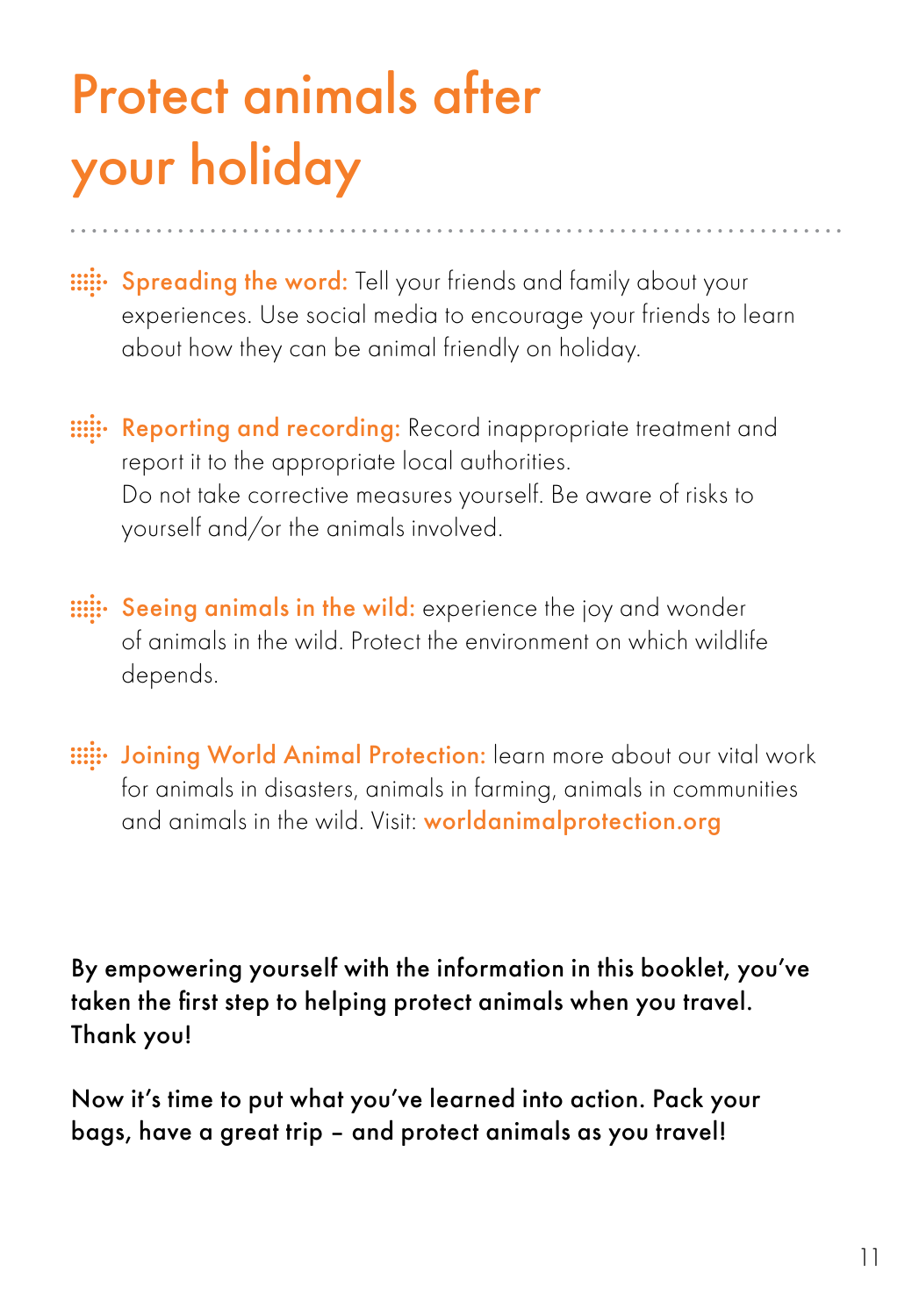# Protect animals after your holiday

- **Spreading the word:** Tell your friends and family about your experiences. Use social media to encourage your friends to learn about how they can be animal friendly on holiday.

- **Reporting and recording:** Record inappropriate treatment and report it to the appropriate local authorities.
  Do not take corrective measures yourself. Be aware of risks to yourself and/or the animals involved.

- **Seeing animals in the wild:** experience the joy and wonder of animals in the wild. Protect the environment on which wildlife depends.

- **Joining World Animal Protection:** learn more about our vital work for animals in disasters, animals in farming, animals in communities and animals in the wild. Visit: **worldanimalprotection.org**

**By empowering yourself with the information in this booklet, you've taken the first step to helping protect animals when you travel. Thank you!**

**Now it's time to put what you've learned into action. Pack your bags, have a great trip – and protect animals as you travel!**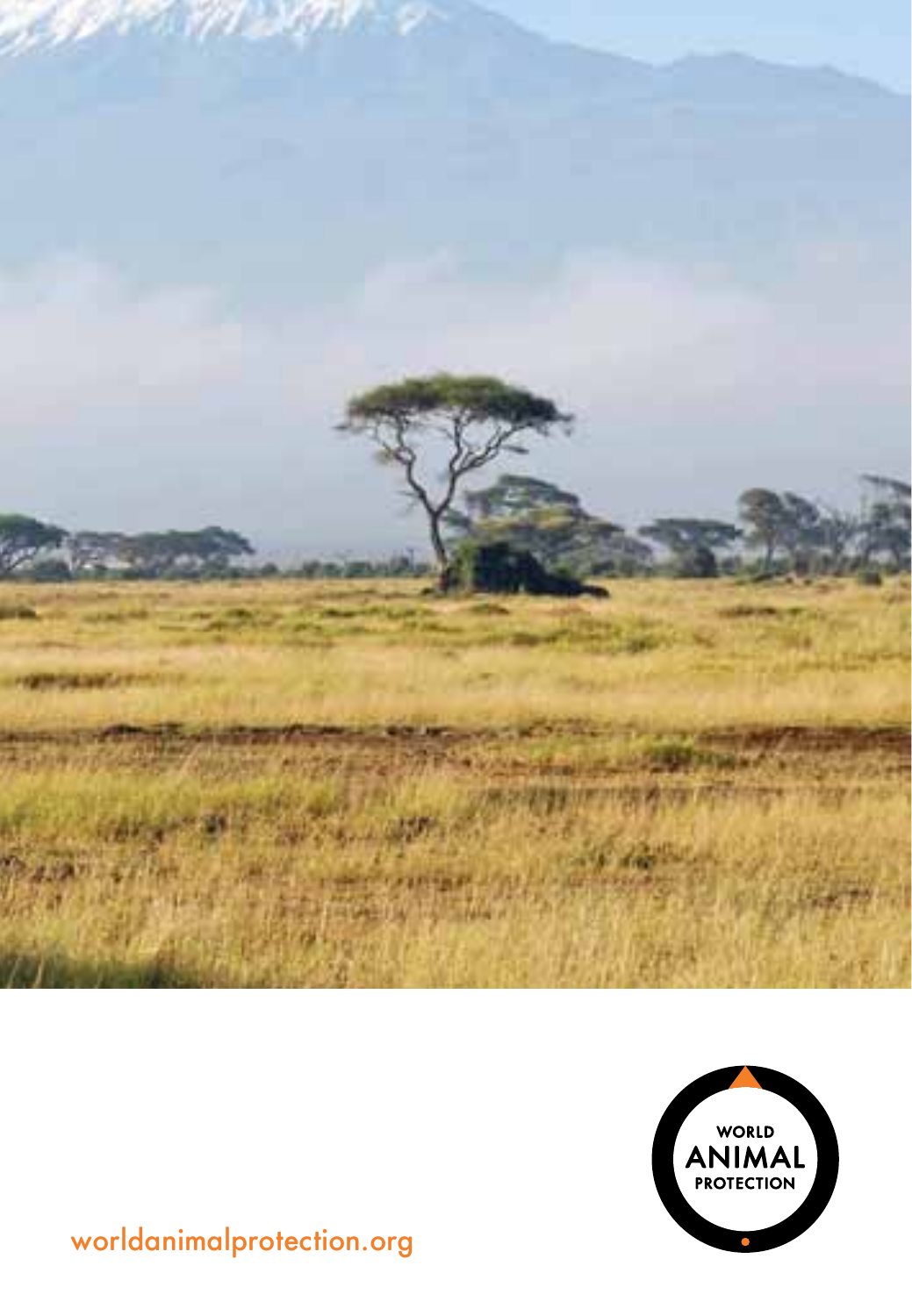WORLD ANIMAL PROTECTION

worldanimalprotection.org